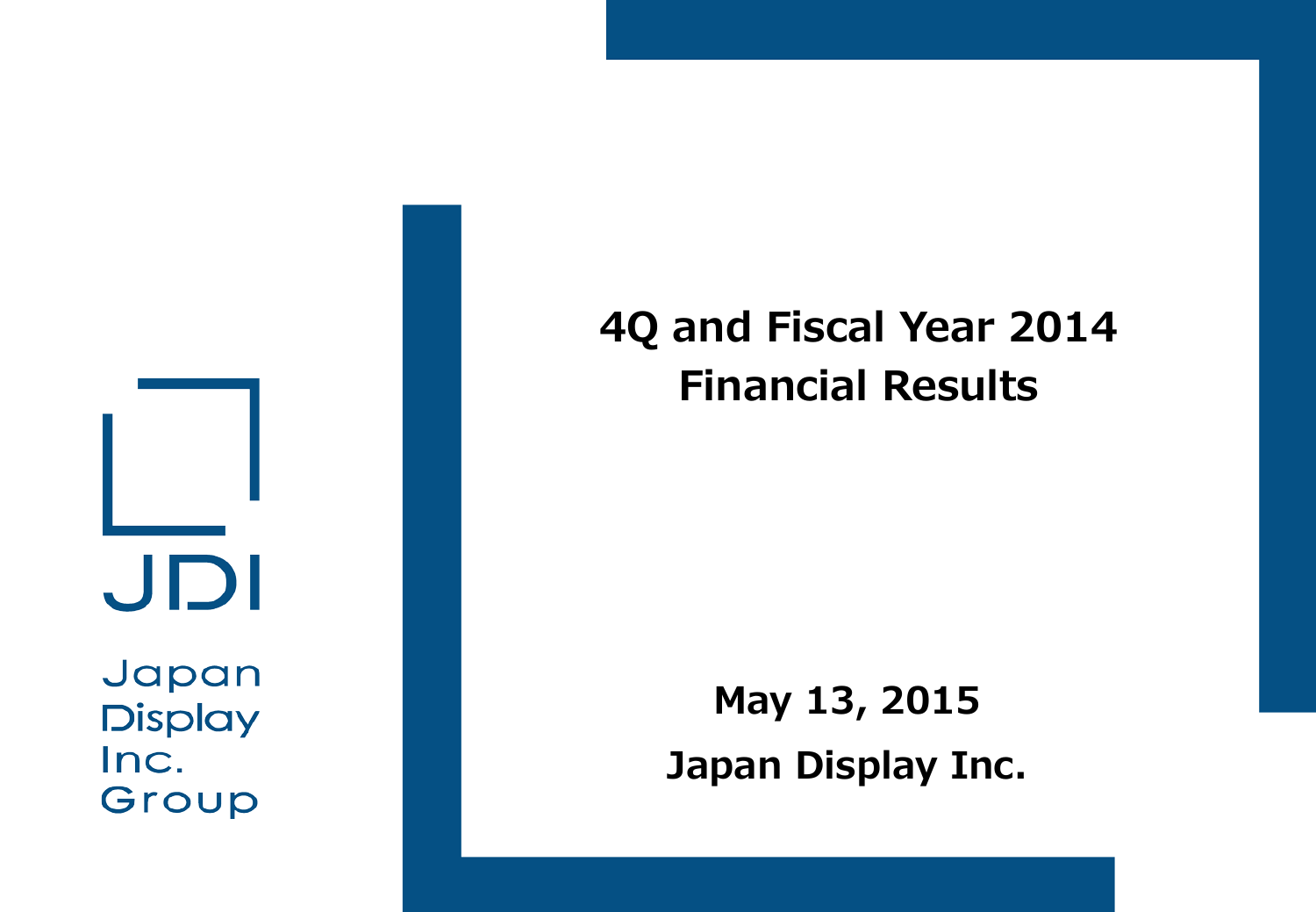# 4Q and Fiscal Year 2014 Financial Results

May 13, 2015

Japan Display Inc.

JDI

Japan Display Inc. Group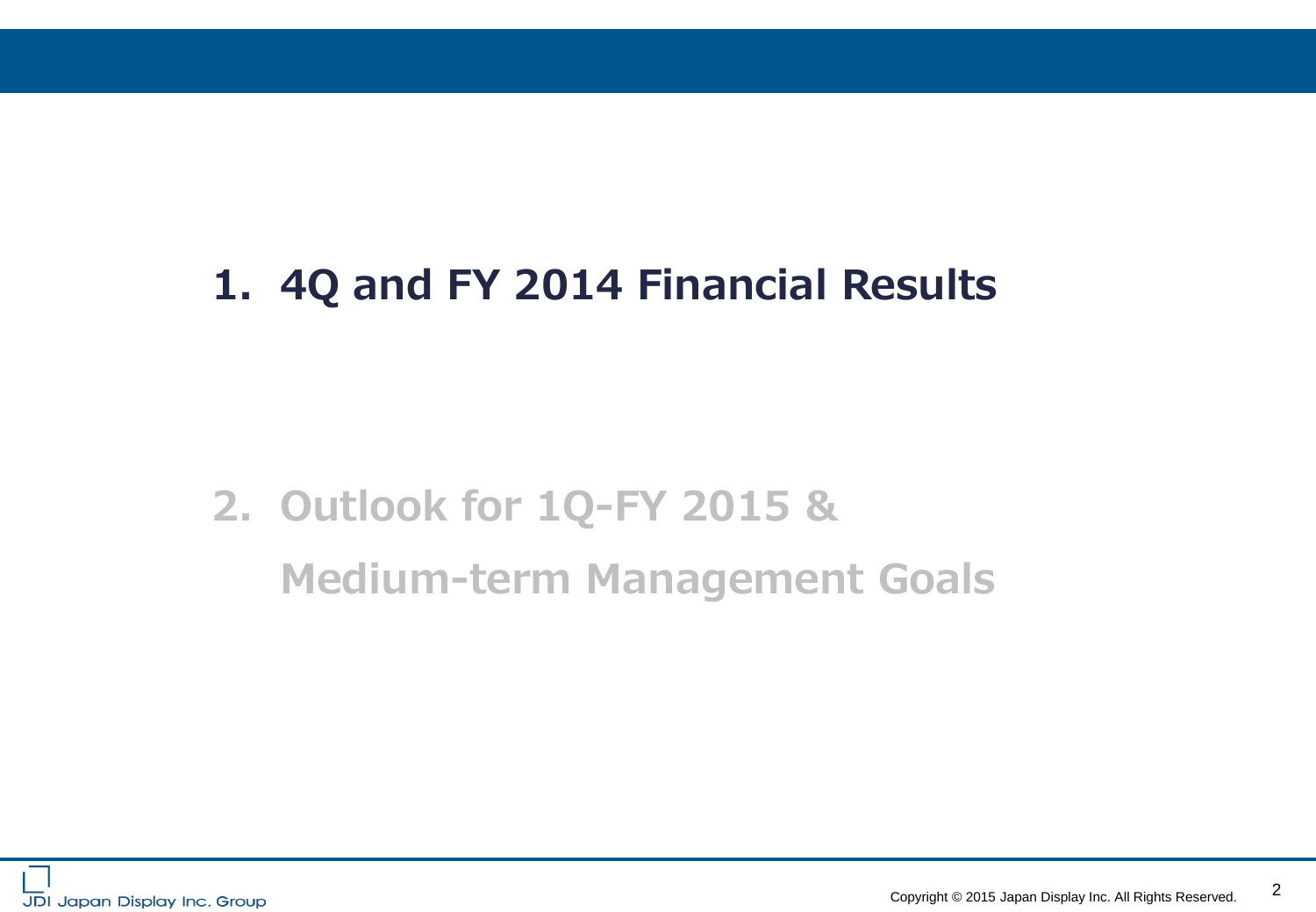1. 4Q and FY 2014 Financial Results

2. Outlook for 1Q-FY 2015 & Medium-term Management Goals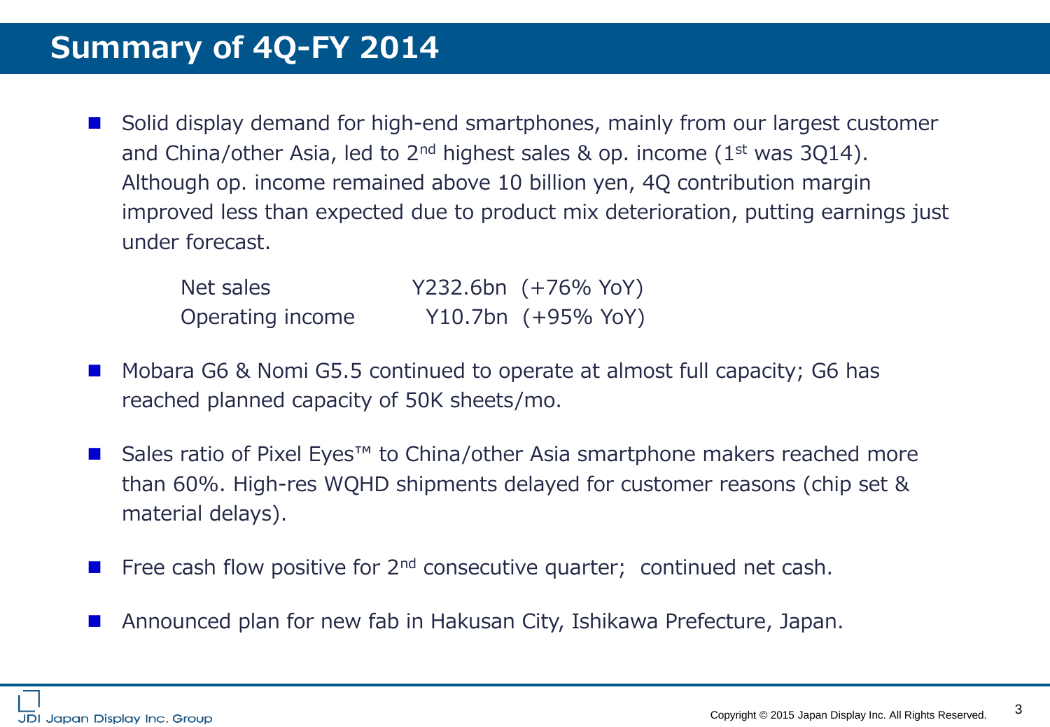# Summary of 4Q-FY 2014

- Solid display demand for high-end smartphones, mainly from our largest customer and China/other Asia, led to 2nd highest sales & op. income (1st was 3Q14). Although op. income remained above 10 billion yen, 4Q contribution margin improved less than expected due to product mix deterioration, putting earnings just under forecast.

| | | |
|---|---|---|
| Net sales | Y232.6bn | (+76% YoY) |
| Operating income | Y10.7bn | (+95% YoY) |

- Mobara G6 & Nomi G5.5 continued to operate at almost full capacity; G6 has reached planned capacity of 50K sheets/mo.

- Sales ratio of Pixel Eyes™ to China/other Asia smartphone makers reached more than 60%. High-res WQHD shipments delayed for customer reasons (chip set & material delays).

- Free cash flow positive for 2nd consecutive quarter; continued net cash.

- Announced plan for new fab in Hakusan City, Ishikawa Prefecture, Japan.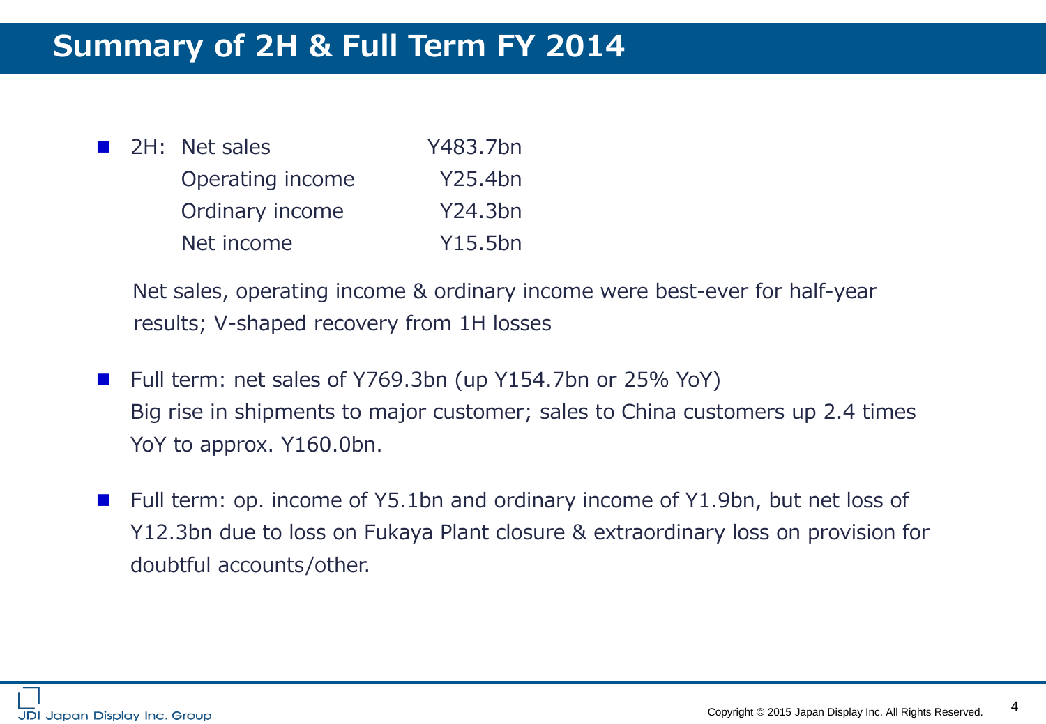# Summary of 2H & Full Term FY 2014

- 2H:

| | |
|---|---|
| Net sales | Y483.7bn |
| Operating income | Y25.4bn |
| Ordinary income | Y24.3bn |
| Net income | Y15.5bn |

  Net sales, operating income & ordinary income were best-ever for half-year results; V-shaped recovery from 1H losses

- Full term: net sales of Y769.3bn (up Y154.7bn or 25% YoY)
  Big rise in shipments to major customer; sales to China customers up 2.4 times YoY to approx. Y160.0bn.

- Full term: op. income of Y5.1bn and ordinary income of Y1.9bn, but net loss of Y12.3bn due to loss on Fukaya Plant closure & extraordinary loss on provision for doubtful accounts/other.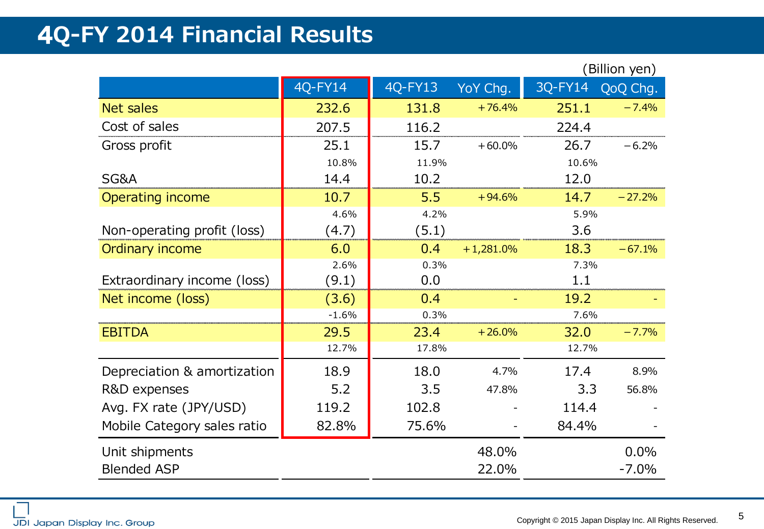# 4Q-FY 2014 Financial Results

(Billion yen)

| | 4Q-FY14 | 4Q-FY13 | YoY Chg. | 3Q-FY14 | QoQ Chg. |
|---|---|---|---|---|---|
| Net sales | 232.6 | 131.8 | +76.4% | 251.1 | −7.4% |
| Cost of sales | 207.5 | 116.2 | | 224.4 | |
| Gross profit | 25.1 | 15.7 | +60.0% | 26.7 | −6.2% |
| | 10.8% | 11.9% | | 10.6% | |
| SG&A | 14.4 | 10.2 | | 12.0 | |
| Operating income | 10.7 | 5.5 | +94.6% | 14.7 | −27.2% |
| | 4.6% | 4.2% | | 5.9% | |
| Non-operating profit (loss) | (4.7) | (5.1) | | 3.6 | |
| Ordinary income | 6.0 | 0.4 | +1,281.0% | 18.3 | −67.1% |
| | 2.6% | 0.3% | | 7.3% | |
| Extraordinary income (loss) | (9.1) | 0.0 | | 1.1 | |
| Net income (loss) | (3.6) | 0.4 | - | 19.2 | - |
| | -1.6% | 0.3% | | 7.6% | |
| EBITDA | 29.5 | 23.4 | +26.0% | 32.0 | −7.7% |
| | 12.7% | 17.8% | | 12.7% | |
| Depreciation & amortization | 18.9 | 18.0 | 4.7% | 17.4 | 8.9% |
| R&D expenses | 5.2 | 3.5 | 47.8% | 3.3 | 56.8% |
| Avg. FX rate (JPY/USD) | 119.2 | 102.8 | - | 114.4 | - |
| Mobile Category sales ratio | 82.8% | 75.6% | - | 84.4% | - |
| Unit shipments | | | 48.0% | | 0.0% |
| Blended ASP | | | 22.0% | | -7.0% |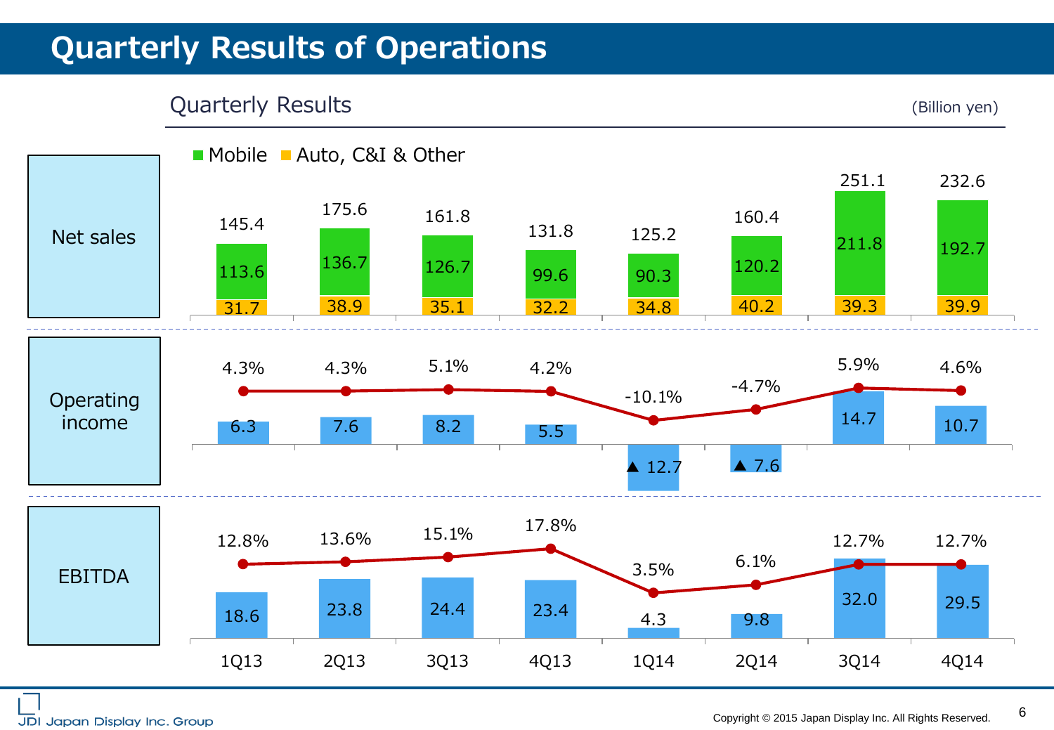# Quarterly Results of Operations

## Quarterly Results

(Billion yen)

| | 1Q13 | 2Q13 | 3Q13 | 4Q13 | 1Q14 | 2Q14 | 3Q14 | 4Q14 |
|---|---|---|---|---|---|---|---|---|
| **Net sales** | 145.4 | 175.6 | 161.8 | 131.8 | 125.2 | 160.4 | 251.1 | 232.6 |
| Mobile | 113.6 | 136.7 | 126.7 | 99.6 | 90.3 | 120.2 | 211.8 | 192.7 |
| Auto, C&I & Other | 31.7 | 38.9 | 35.1 | 32.2 | 34.8 | 40.2 | 39.3 | 39.9 |
| **Operating income** | 6.3 | 7.6 | 8.2 | 5.5 | ▲ 12.7 | ▲ 7.6 | 14.7 | 10.7 |
| Operating margin | 4.3% | 4.3% | 5.1% | 4.2% | -10.1% | -4.7% | 5.9% | 4.6% |
| **EBITDA** | 18.6 | 23.8 | 24.4 | 23.4 | 4.3 | 9.8 | 32.0 | 29.5 |
| EBITDA margin | 12.8% | 13.6% | 15.1% | 17.8% | 3.5% | 6.1% | 12.7% | 12.7% |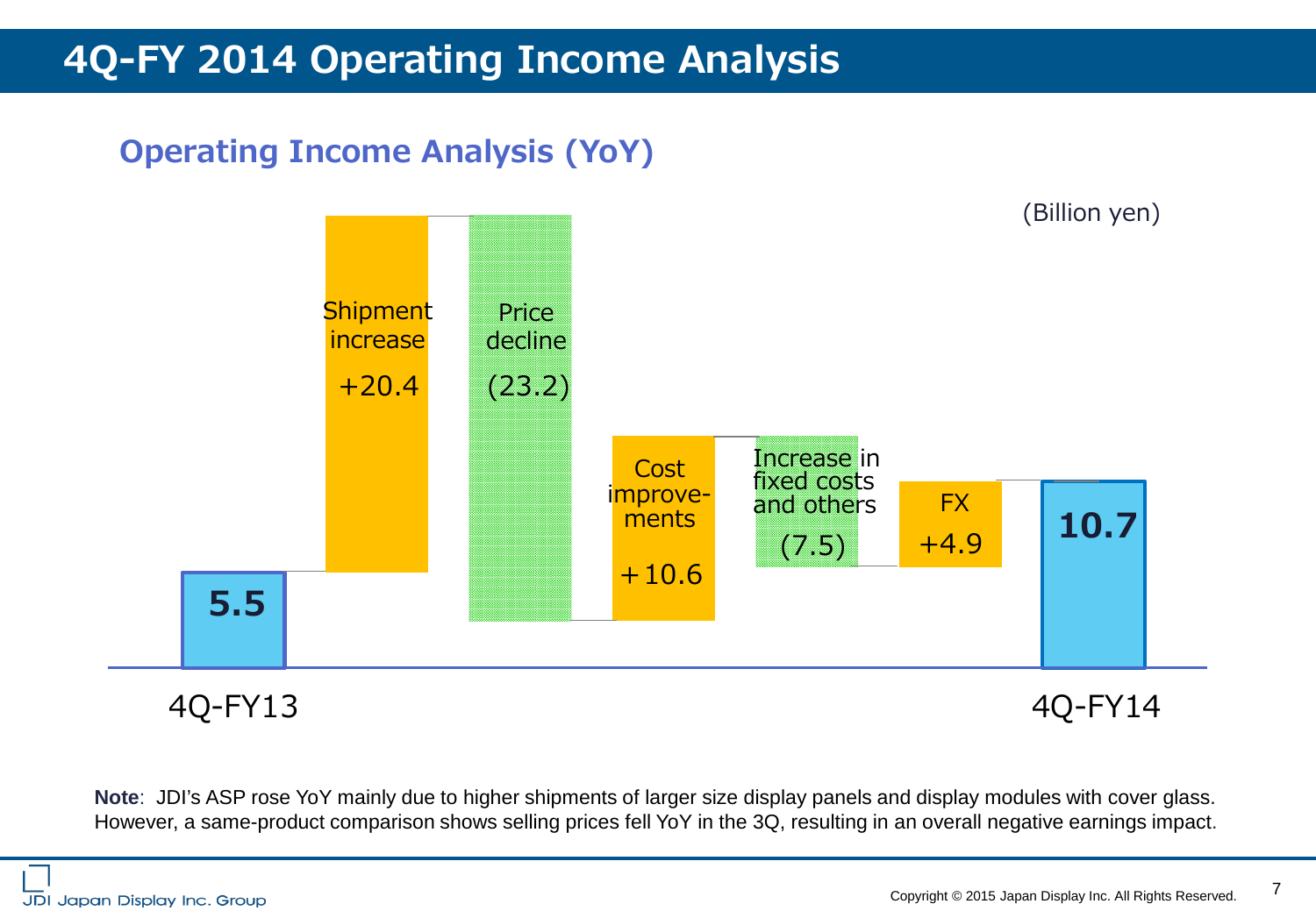# 4Q-FY 2014 Operating Income Analysis

## Operating Income Analysis (YoY)

(Billion yen)

| | Value |
| --- | --- |
| 4Q-FY13 | 5.5 |
| Shipment increase | +20.4 |
| Price decline | (23.2) |
| Cost improvements | +10.6 |
| Increase in fixed costs and others | (7.5) |
| FX | +4.9 |
| 4Q-FY14 | 10.7 |

**Note**: JDI's ASP rose YoY mainly due to higher shipments of larger size display panels and display modules with cover glass. However, a same-product comparison shows selling prices fell YoY in the 3Q, resulting in an overall negative earnings impact.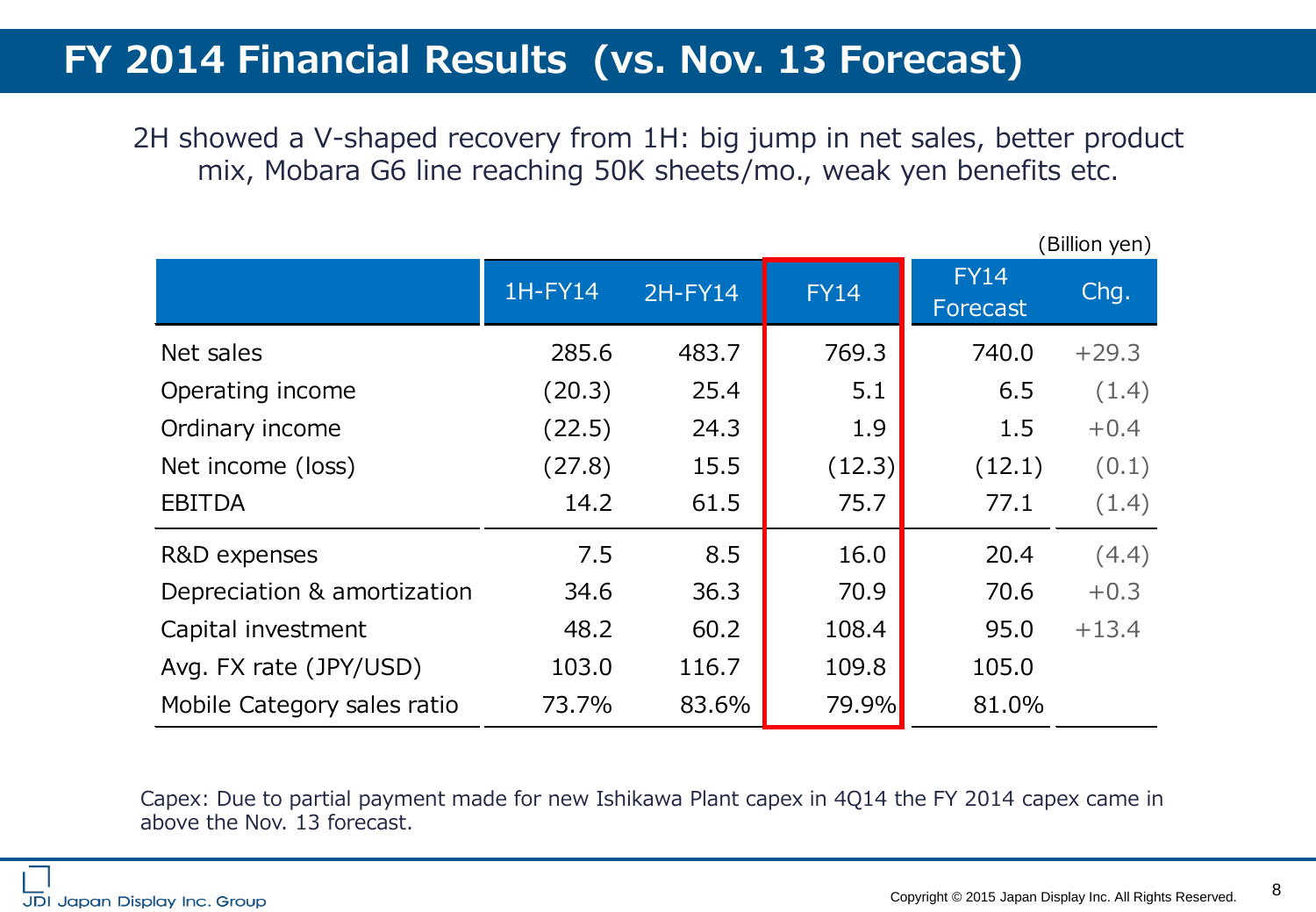# FY 2014 Financial Results (vs. Nov. 13 Forecast)

2H showed a V-shaped recovery from 1H: big jump in net sales, better product mix, Mobara G6 line reaching 50K sheets/mo., weak yen benefits etc.

(Billion yen)

| | 1H-FY14 | 2H-FY14 | FY14 | FY14 Forecast | Chg. |
|---|---|---|---|---|---|
| Net sales | 285.6 | 483.7 | 769.3 | 740.0 | +29.3 |
| Operating income | (20.3) | 25.4 | 5.1 | 6.5 | (1.4) |
| Ordinary income | (22.5) | 24.3 | 1.9 | 1.5 | +0.4 |
| Net income (loss) | (27.8) | 15.5 | (12.3) | (12.1) | (0.1) |
| EBITDA | 14.2 | 61.5 | 75.7 | 77.1 | (1.4) |
| R&D expenses | 7.5 | 8.5 | 16.0 | 20.4 | (4.4) |
| Depreciation & amortization | 34.6 | 36.3 | 70.9 | 70.6 | +0.3 |
| Capital investment | 48.2 | 60.2 | 108.4 | 95.0 | +13.4 |
| Avg. FX rate (JPY/USD) | 103.0 | 116.7 | 109.8 | 105.0 | |
| Mobile Category sales ratio | 73.7% | 83.6% | 79.9% | 81.0% | |

Capex: Due to partial payment made for new Ishikawa Plant capex in 4Q14 the FY 2014 capex came in above the Nov. 13 forecast.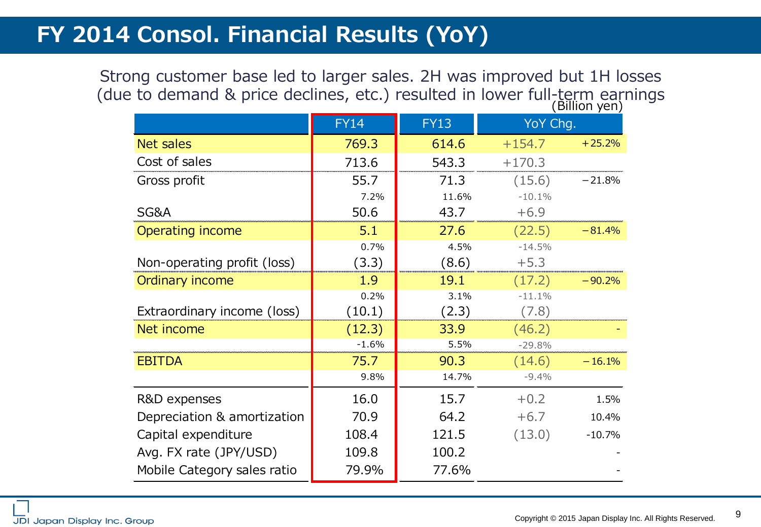# FY 2014 Consol. Financial Results (YoY)

Strong customer base led to larger sales. 2H was improved but 1H losses (due to demand & price declines, etc.) resulted in lower full-term earnings

(Billion yen)

| | FY14 | FY13 | YoY Chg. | |
|---|---|---|---|---|
| Net sales | 769.3 | 614.6 | +154.7 | +25.2% |
| Cost of sales | 713.6 | 543.3 | +170.3 | |
| Gross profit | 55.7 | 71.3 | (15.6) | −21.8% |
| | 7.2% | 11.6% | -10.1% | |
| SG&A | 50.6 | 43.7 | +6.9 | |
| Operating income | 5.1 | 27.6 | (22.5) | −81.4% |
| | 0.7% | 4.5% | -14.5% | |
| Non-operating profit (loss) | (3.3) | (8.6) | +5.3 | |
| Ordinary income | 1.9 | 19.1 | (17.2) | −90.2% |
| | 0.2% | 3.1% | -11.1% | |
| Extraordinary income (loss) | (10.1) | (2.3) | (7.8) | |
| Net income | (12.3) | 33.9 | (46.2) | - |
| | -1.6% | 5.5% | -29.8% | |
| EBITDA | 75.7 | 90.3 | (14.6) | −16.1% |
| | 9.8% | 14.7% | -9.4% | |
| R&D expenses | 16.0 | 15.7 | +0.2 | 1.5% |
| Depreciation & amortization | 70.9 | 64.2 | +6.7 | 10.4% |
| Capital expenditure | 108.4 | 121.5 | (13.0) | -10.7% |
| Avg. FX rate (JPY/USD) | 109.8 | 100.2 | | - |
| Mobile Category sales ratio | 79.9% | 77.6% | | - |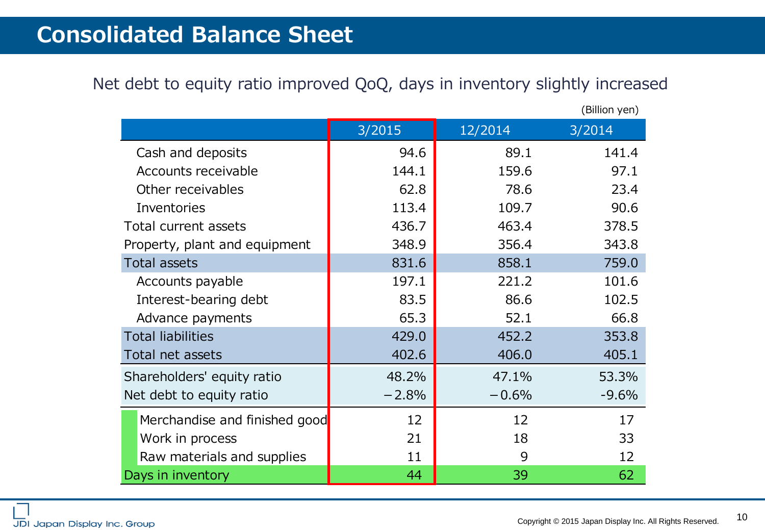# Consolidated Balance Sheet

Net debt to equity ratio improved QoQ, days in inventory slightly increased

(Billion yen)

| | 3/2015 | 12/2014 | 3/2014 |
|---|---|---|---|
| Cash and deposits | 94.6 | 89.1 | 141.4 |
| Accounts receivable | 144.1 | 159.6 | 97.1 |
| Other receivables | 62.8 | 78.6 | 23.4 |
| Inventories | 113.4 | 109.7 | 90.6 |
| Total current assets | 436.7 | 463.4 | 378.5 |
| Property, plant and equipment | 348.9 | 356.4 | 343.8 |
| Total assets | 831.6 | 858.1 | 759.0 |
| Accounts payable | 197.1 | 221.2 | 101.6 |
| Interest-bearing debt | 83.5 | 86.6 | 102.5 |
| Advance payments | 65.3 | 52.1 | 66.8 |
| Total liabilities | 429.0 | 452.2 | 353.8 |
| Total net assets | 402.6 | 406.0 | 405.1 |
| Shareholders' equity ratio | 48.2% | 47.1% | 53.3% |
| Net debt to equity ratio | −2.8% | −0.6% | -9.6% |
| Merchandise and finished good | 12 | 12 | 17 |
| Work in process | 21 | 18 | 33 |
| Raw materials and supplies | 11 | 9 | 12 |
| Days in inventory | 44 | 39 | 62 |

JDI Japan Display Inc. Group

Copyright © 2015 Japan Display Inc. All Rights Reserved.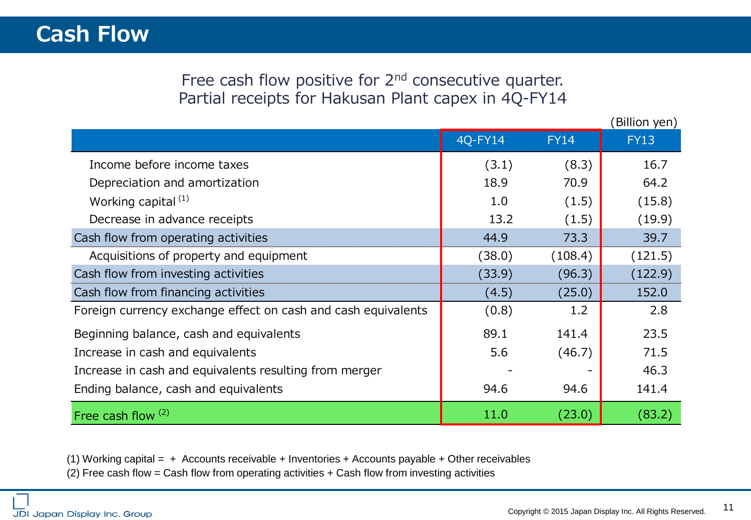# Cash Flow

Free cash flow positive for 2nd consecutive quarter.
Partial receipts for Hakusan Plant capex in 4Q-FY14

(Billion yen)

| | 4Q-FY14 | FY14 | FY13 |
|---|---|---|---|
| Income before income taxes | (3.1) | (8.3) | 16.7 |
| Depreciation and amortization | 18.9 | 70.9 | 64.2 |
| Working capital [1] | 1.0 | (1.5) | (15.8) |
| Decrease in advance receipts | 13.2 | (1.5) | (19.9) |
| Cash flow from operating activities | 44.9 | 73.3 | 39.7 |
| Acquisitions of property and equipment | (38.0) | (108.4) | (121.5) |
| Cash flow from investing activities | (33.9) | (96.3) | (122.9) |
| Cash flow from financing activities | (4.5) | (25.0) | 152.0 |
| Foreign currency exchange effect on cash and cash equivalents | (0.8) | 1.2 | 2.8 |
| Beginning balance, cash and equivalents | 89.1 | 141.4 | 23.5 |
| Increase in cash and equivalents | 5.6 | (46.7) | 71.5 |
| Increase in cash and equivalents resulting from merger | - | - | 46.3 |
| Ending balance, cash and equivalents | 94.6 | 94.6 | 141.4 |
| Free cash flow [2] | 11.0 | (23.0) | (83.2) |

(1) Working capital = + Accounts receivable + Inventories + Accounts payable + Other receivables
(2) Free cash flow = Cash flow from operating activities + Cash flow from investing activities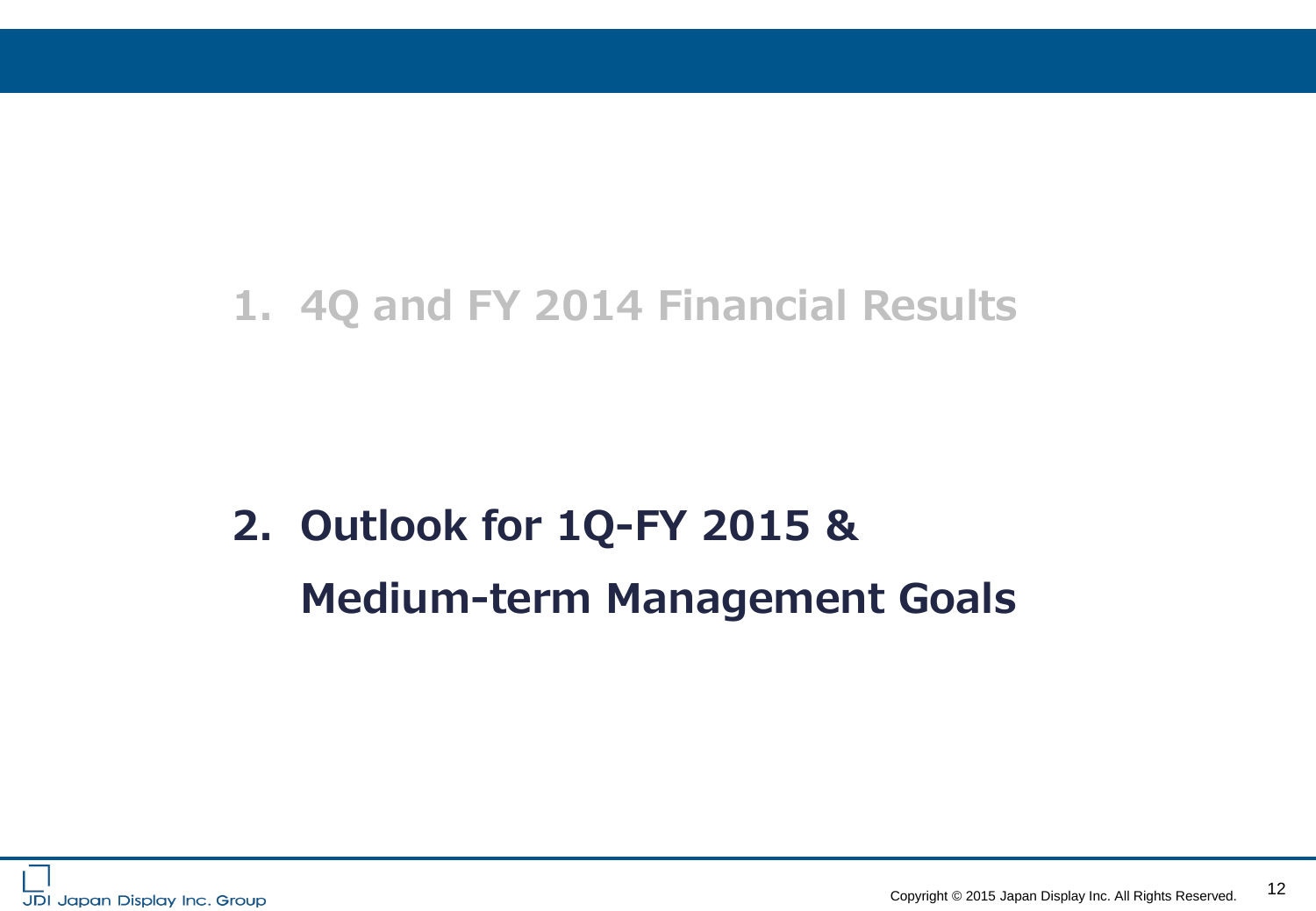1. 4Q and FY 2014 Financial Results

## 2. Outlook for 1Q-FY 2015 & Medium-term Management Goals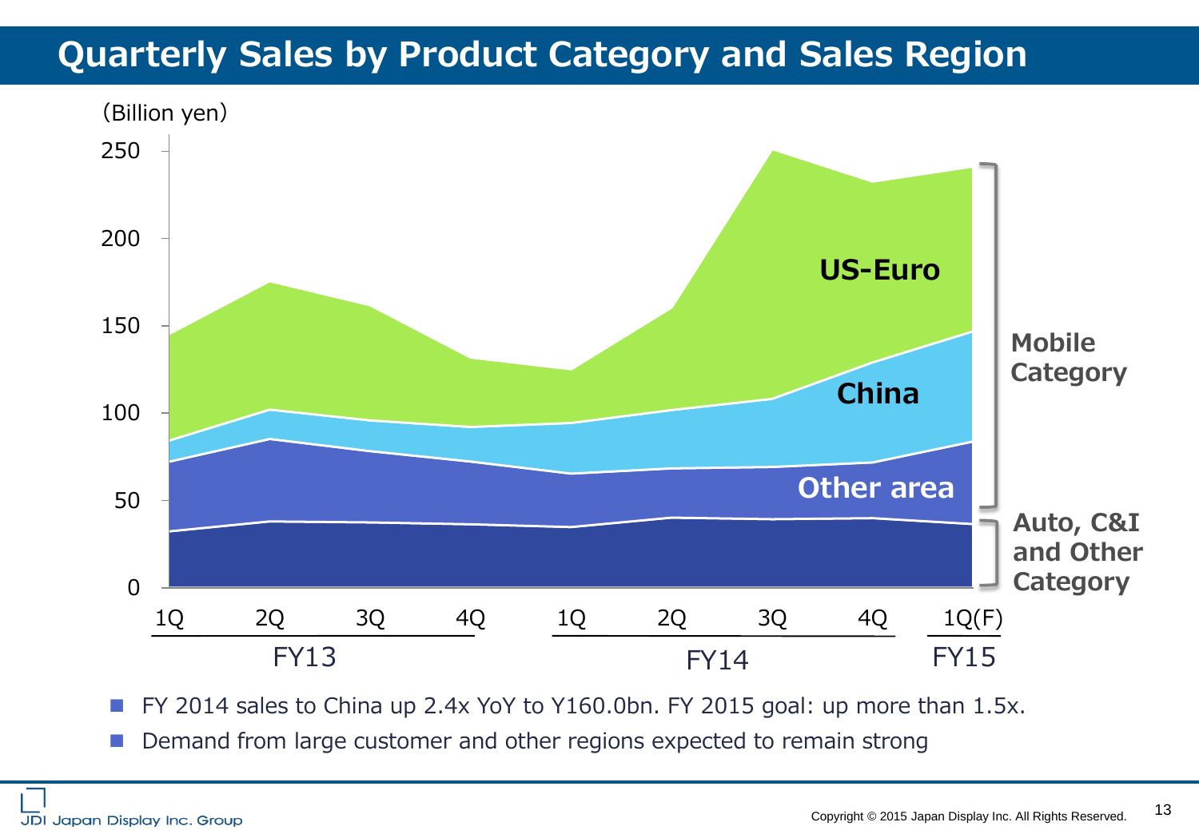# Quarterly Sales by Product Category and Sales Region

(Billion yen)

- FY 2014 sales to China up 2.4x YoY to Y160.0bn. FY 2015 goal: up more than 1.5x.
- Demand from large customer and other regions expected to remain strong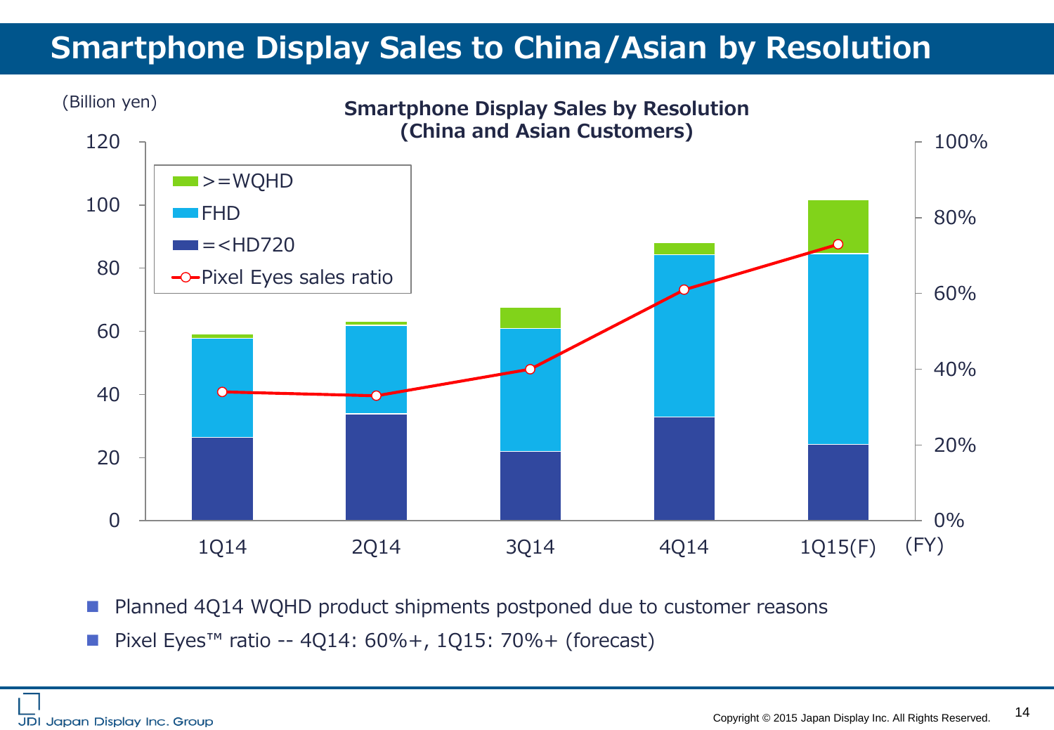# Smartphone Display Sales to China/Asian by Resolution

**Smartphone Display Sales by Resolution (China and Asian Customers)**

(Billion yen)

Legend: >=WQHD, FHD, =<HD720, Pixel Eyes sales ratio

1Q14, 2Q14, 3Q14, 4Q14, 1Q15(F) (FY)

- Planned 4Q14 WQHD product shipments postponed due to customer reasons
- Pixel Eyes™ ratio -- 4Q14: 60%+, 1Q15: 70%+ (forecast)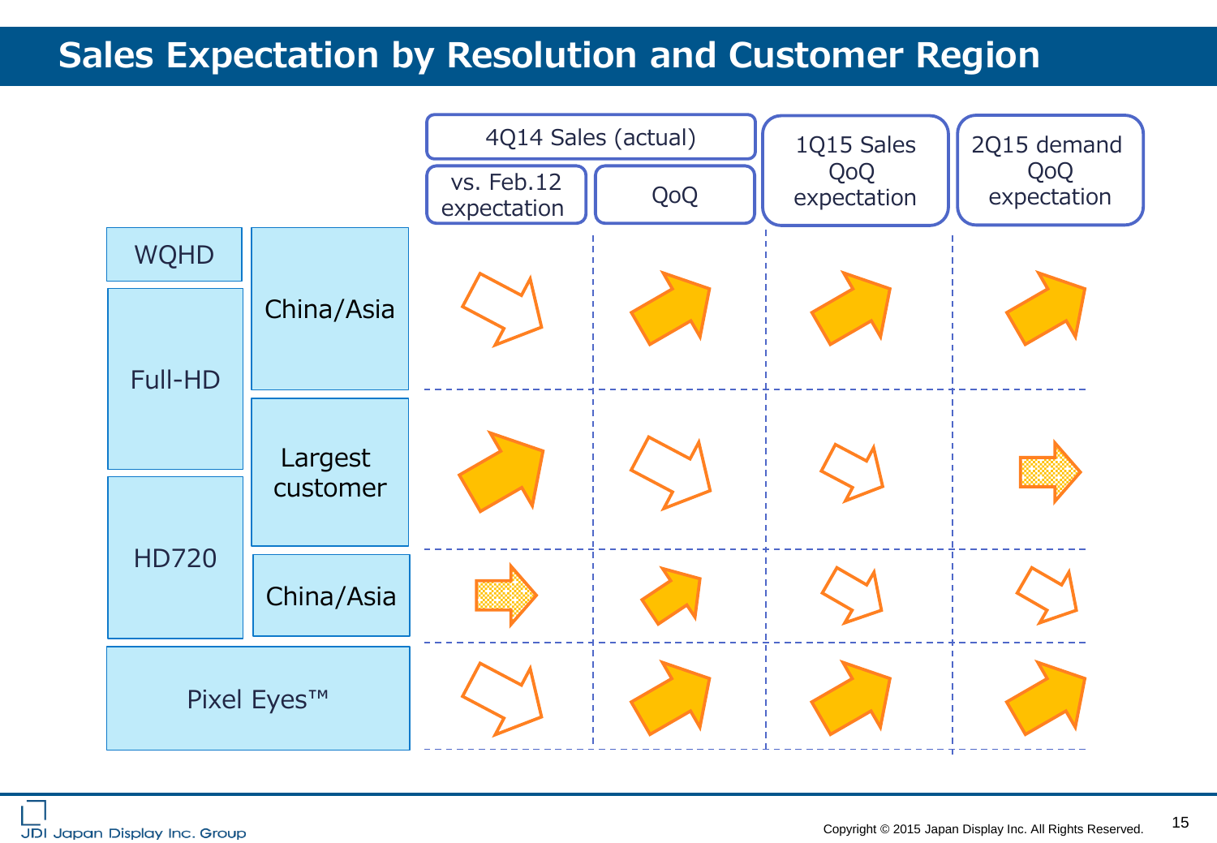# Sales Expectation by Resolution and Customer Region

| Resolution | Customer Region | 4Q14 Sales (actual) | | 1Q15 Sales QoQ expectation | 2Q15 demand QoQ expectation |
|---|---|---|---|---|---|
| | | vs. Feb.12 expectation | QoQ | | |
| WQHD / Full-HD | China/Asia | ↘ | ↗ | ↗ | ↗ |
| Full-HD / HD720 | Largest customer | ↗ | ↘ | ↘ | → |
| HD720 | China/Asia | → | ↗ | ↘ | ↘ |
| Pixel Eyes™ | | ↘ | ↗ | ↗ | ↗ |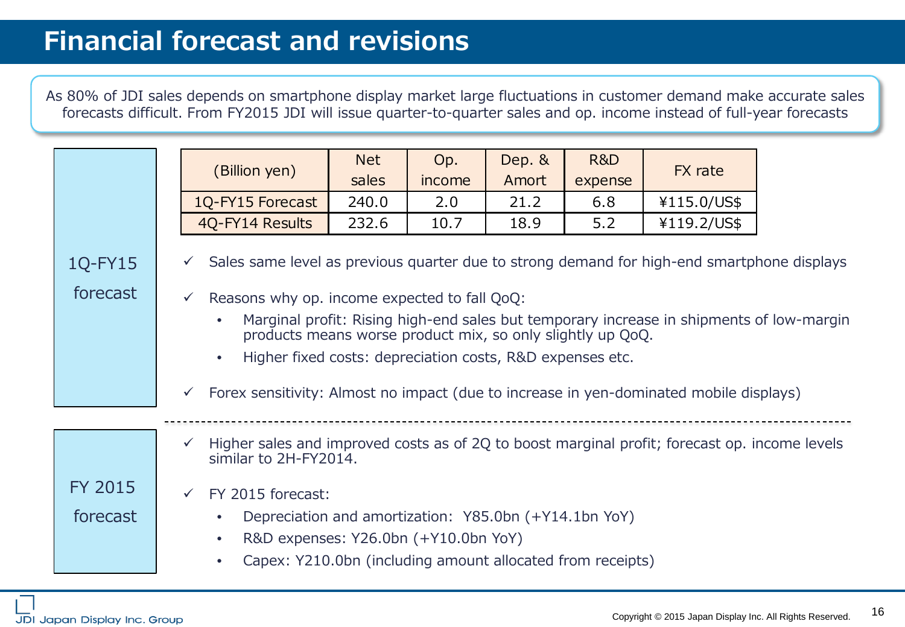# Financial forecast and revisions

As 80% of JDI sales depends on smartphone display market large fluctuations in customer demand make accurate sales forecasts difficult. From FY2015 JDI will issue quarter-to-quarter sales and op. income instead of full-year forecasts

## 1Q-FY15 forecast

| (Billion yen) | Net sales | Op. income | Dep. & Amort | R&D expense | FX rate |
|---|---|---|---|---|---|
| 1Q-FY15 Forecast | 240.0 | 2.0 | 21.2 | 6.8 | ¥115.0/US$ |
| 4Q-FY14 Results | 232.6 | 10.7 | 18.9 | 5.2 | ¥119.2/US$ |

- ✓ Sales same level as previous quarter due to strong demand for high-end smartphone displays
- ✓ Reasons why op. income expected to fall QoQ:
  - Marginal profit: Rising high-end sales but temporary increase in shipments of low-margin products means worse product mix, so only slightly up QoQ.
  - Higher fixed costs: depreciation costs, R&D expenses etc.
- ✓ Forex sensitivity: Almost no impact (due to increase in yen-dominated mobile displays)

## FY 2015 forecast

- ✓ Higher sales and improved costs as of 2Q to boost marginal profit; forecast op. income levels similar to 2H-FY2014.
- ✓ FY 2015 forecast:
  - Depreciation and amortization: Y85.0bn (+Y14.1bn YoY)
  - R&D expenses: Y26.0bn (+Y10.0bn YoY)
  - Capex: Y210.0bn (including amount allocated from receipts)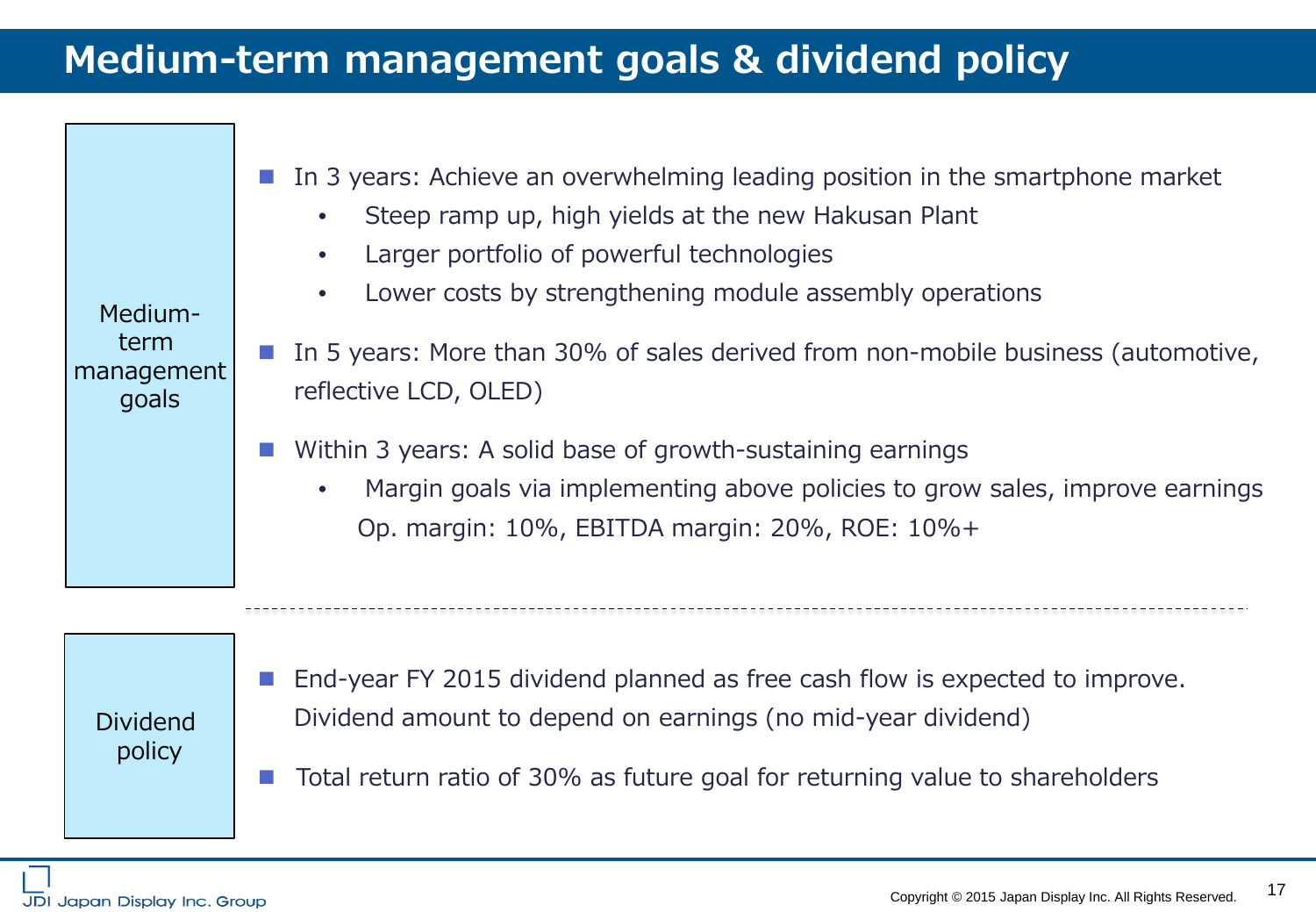# Medium-term management goals & dividend policy

**Medium-term management goals**

- In 3 years: Achieve an overwhelming leading position in the smartphone market
  - Steep ramp up, high yields at the new Hakusan Plant
  - Larger portfolio of powerful technologies
  - Lower costs by strengthening module assembly operations
- In 5 years: More than 30% of sales derived from non-mobile business (automotive, reflective LCD, OLED)
- Within 3 years: A solid base of growth-sustaining earnings
  - Margin goals via implementing above policies to grow sales, improve earnings
    Op. margin: 10%, EBITDA margin: 20%, ROE: 10%+

---

**Dividend policy**

- End-year FY 2015 dividend planned as free cash flow is expected to improve. Dividend amount to depend on earnings (no mid-year dividend)
- Total return ratio of 30% as future goal for returning value to shareholders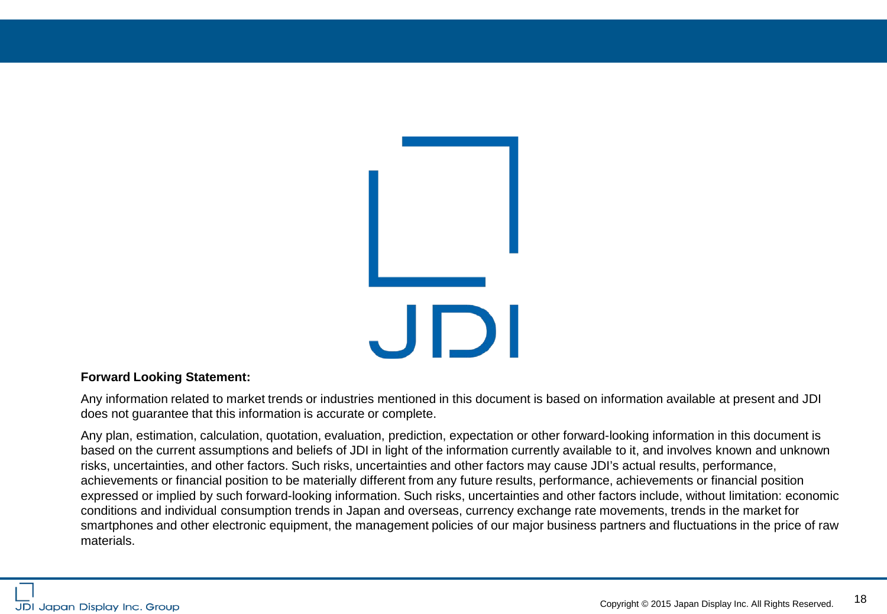JDI

**Forward Looking Statement:**

Any information related to market trends or industries mentioned in this document is based on information available at present and JDI does not guarantee that this information is accurate or complete.

Any plan, estimation, calculation, quotation, evaluation, prediction, expectation or other forward-looking information in this document is based on the current assumptions and beliefs of JDI in light of the information currently available to it, and involves known and unknown risks, uncertainties, and other factors. Such risks, uncertainties and other factors may cause JDI's actual results, performance, achievements or financial position to be materially different from any future results, performance, achievements or financial position expressed or implied by such forward-looking information. Such risks, uncertainties and other factors include, without limitation: economic conditions and individual consumption trends in Japan and overseas, currency exchange rate movements, trends in the market for smartphones and other electronic equipment, the management policies of our major business partners and fluctuations in the price of raw materials.